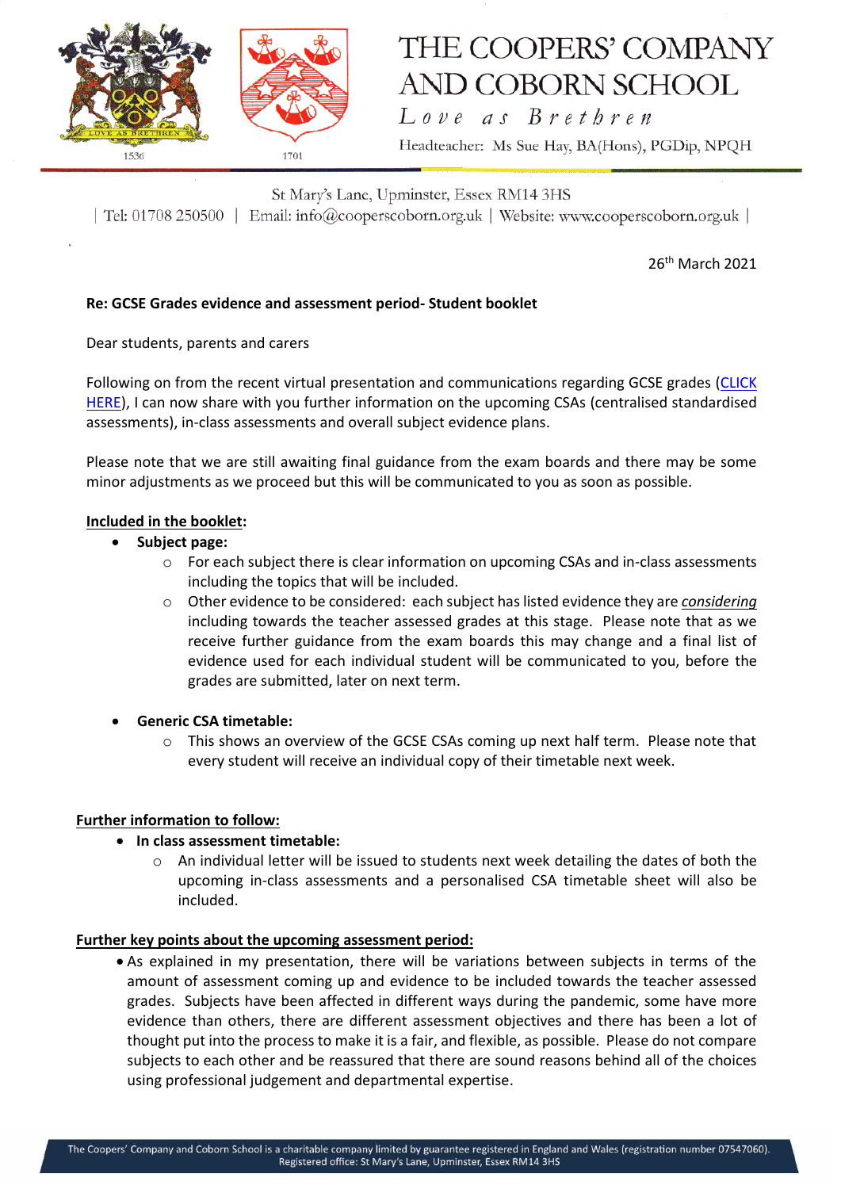# THE COOPERS' COMPANY AND COBORN SCHOOL

*Love as Brethren*

Headteacher: Ms Sue Hay, BA(Hons), PGDip, NPQH

1536 1701

St Mary's Lane, Upminster, Essex RM14 3HS

| Tel: 01708 250500 | Email: info@cooperscoborn.org.uk | Website: www.cooperscoborn.org.uk |

26th March 2021

**Re: GCSE Grades evidence and assessment period- Student booklet**

Dear students, parents and carers

Following on from the recent virtual presentation and communications regarding GCSE grades (CLICK HERE), I can now share with you further information on the upcoming CSAs (centralised standardised assessments), in-class assessments and overall subject evidence plans.

Please note that we are still awaiting final guidance from the exam boards and there may be some minor adjustments as we proceed but this will be communicated to you as soon as possible.

**Included in the booklet:**

- **Subject page:**
  - For each subject there is clear information on upcoming CSAs and in-class assessments including the topics that will be included.
  - Other evidence to be considered: each subject has listed evidence they are *considering* including towards the teacher assessed grades at this stage. Please note that as we receive further guidance from the exam boards this may change and a final list of evidence used for each individual student will be communicated to you, before the grades are submitted, later on next term.
- **Generic CSA timetable:**
  - This shows an overview of the GCSE CSAs coming up next half term. Please note that every student will receive an individual copy of their timetable next week.

**Further information to follow:**

- **In class assessment timetable:**
  - An individual letter will be issued to students next week detailing the dates of both the upcoming in-class assessments and a personalised CSA timetable sheet will also be included.

**Further key points about the upcoming assessment period:**

- As explained in my presentation, there will be variations between subjects in terms of the amount of assessment coming up and evidence to be included towards the teacher assessed grades. Subjects have been affected in different ways during the pandemic, some have more evidence than others, there are different assessment objectives and there has been a lot of thought put into the process to make it is a fair, and flexible, as possible. Please do not compare subjects to each other and be reassured that there are sound reasons behind all of the choices using professional judgement and departmental expertise.

The Coopers' Company and Coborn School is a charitable company limited by guarantee registered in England and Wales (registration number 07547060). Registered office: St Mary's Lane, Upminster, Essex RM14 3HS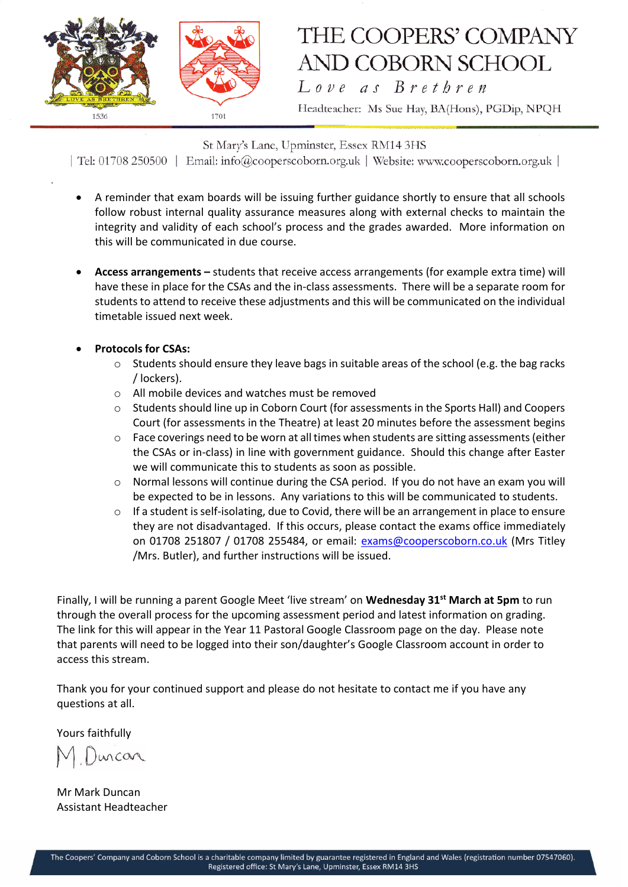# THE COOPERS' COMPANY AND COBORN SCHOOL

*Love as Brethren*

Headteacher: Ms Sue Hay, BA(Hons), PGDip, NPQH

St Mary's Lane, Upminster, Essex RM14 3HS

| Tel: 01708 250500 | Email: info@cooperscoborn.org.uk | Website: www.cooperscoborn.org.uk |

- A reminder that exam boards will be issuing further guidance shortly to ensure that all schools follow robust internal quality assurance measures along with external checks to maintain the integrity and validity of each school's process and the grades awarded. More information on this will be communicated in due course.

- **Access arrangements –** students that receive access arrangements (for example extra time) will have these in place for the CSAs and the in-class assessments. There will be a separate room for students to attend to receive these adjustments and this will be communicated on the individual timetable issued next week.

- **Protocols for CSAs:**
  - Students should ensure they leave bags in suitable areas of the school (e.g. the bag racks / lockers).
  - All mobile devices and watches must be removed
  - Students should line up in Coborn Court (for assessments in the Sports Hall) and Coopers Court (for assessments in the Theatre) at least 20 minutes before the assessment begins
  - Face coverings need to be worn at all times when students are sitting assessments (either the CSAs or in-class) in line with government guidance. Should this change after Easter we will communicate this to students as soon as possible.
  - Normal lessons will continue during the CSA period. If you do not have an exam you will be expected to be in lessons. Any variations to this will be communicated to students.
  - If a student is self-isolating, due to Covid, there will be an arrangement in place to ensure they are not disadvantaged. If this occurs, please contact the exams office immediately on 01708 251807 / 01708 255484, or email: exams@cooperscoborn.co.uk (Mrs Titley /Mrs. Butler), and further instructions will be issued.

Finally, I will be running a parent Google Meet 'live stream' on **Wednesday 31st March at 5pm** to run through the overall process for the upcoming assessment period and latest information on grading. The link for this will appear in the Year 11 Pastoral Google Classroom page on the day. Please note that parents will need to be logged into their son/daughter's Google Classroom account in order to access this stream.

Thank you for your continued support and please do not hesitate to contact me if you have any questions at all.

Yours faithfully

M. Duncan

Mr Mark Duncan
Assistant Headteacher

The Coopers' Company and Coborn School is a charitable company limited by guarantee registered in England and Wales (registration number 07547060). Registered office: St Mary's Lane, Upminster, Essex RM14 3HS